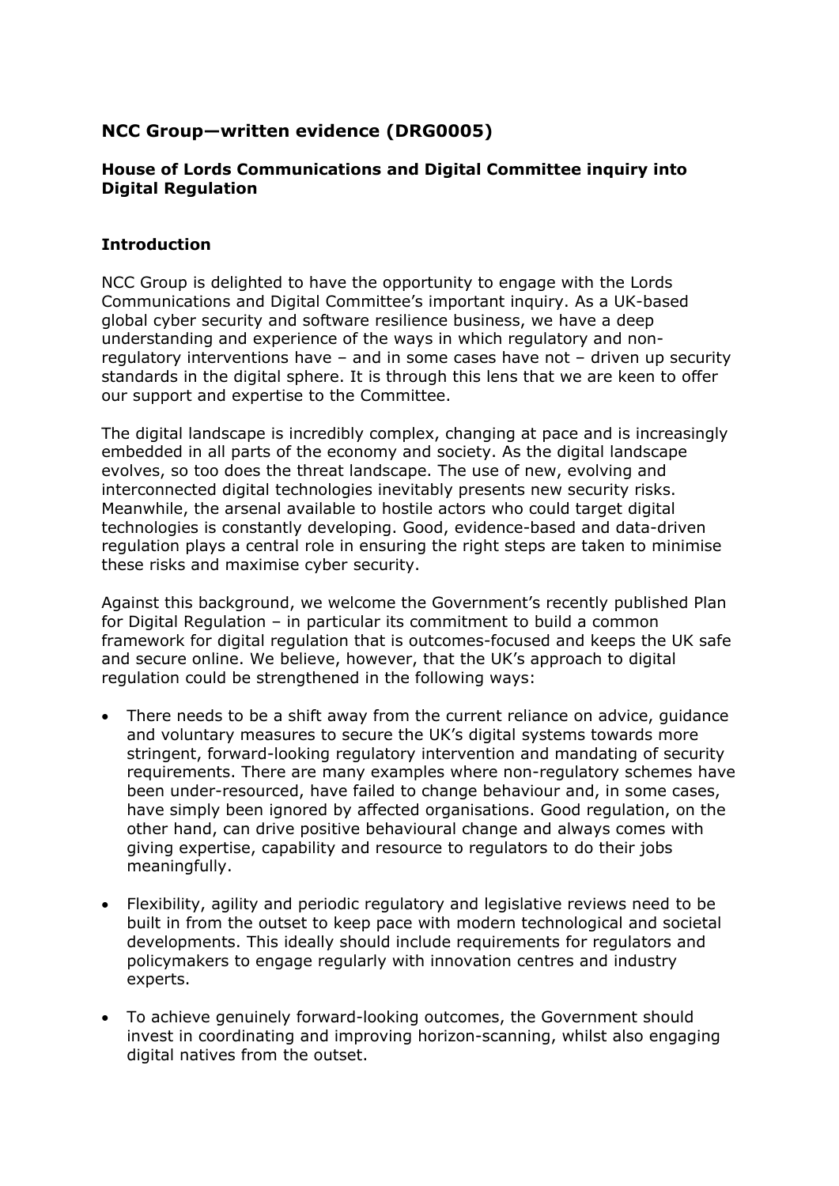## NCC Group—written evidence (DRG0005)

### House of Lords Communications and Digital Committee inquiry into Digital Regulation

### Introduction

NCC Group is delighted to have the opportunity to engage with the Lords Communications and Digital Committee's important inquiry. As a UK-based global cyber security and software resilience business, we have a deep understanding and experience of the ways in which regulatory and non-regulatory interventions have – and in some cases have not – driven up security standards in the digital sphere. It is through this lens that we are keen to offer our support and expertise to the Committee.

The digital landscape is incredibly complex, changing at pace and is increasingly embedded in all parts of the economy and society. As the digital landscape evolves, so too does the threat landscape. The use of new, evolving and interconnected digital technologies inevitably presents new security risks. Meanwhile, the arsenal available to hostile actors who could target digital technologies is constantly developing. Good, evidence-based and data-driven regulation plays a central role in ensuring the right steps are taken to minimise these risks and maximise cyber security.

Against this background, we welcome the Government's recently published Plan for Digital Regulation – in particular its commitment to build a common framework for digital regulation that is outcomes-focused and keeps the UK safe and secure online. We believe, however, that the UK's approach to digital regulation could be strengthened in the following ways:

- There needs to be a shift away from the current reliance on advice, guidance and voluntary measures to secure the UK's digital systems towards more stringent, forward-looking regulatory intervention and mandating of security requirements. There are many examples where non-regulatory schemes have been under-resourced, have failed to change behaviour and, in some cases, have simply been ignored by affected organisations. Good regulation, on the other hand, can drive positive behavioural change and always comes with giving expertise, capability and resource to regulators to do their jobs meaningfully.
- Flexibility, agility and periodic regulatory and legislative reviews need to be built in from the outset to keep pace with modern technological and societal developments. This ideally should include requirements for regulators and policymakers to engage regularly with innovation centres and industry experts.
- To achieve genuinely forward-looking outcomes, the Government should invest in coordinating and improving horizon-scanning, whilst also engaging digital natives from the outset.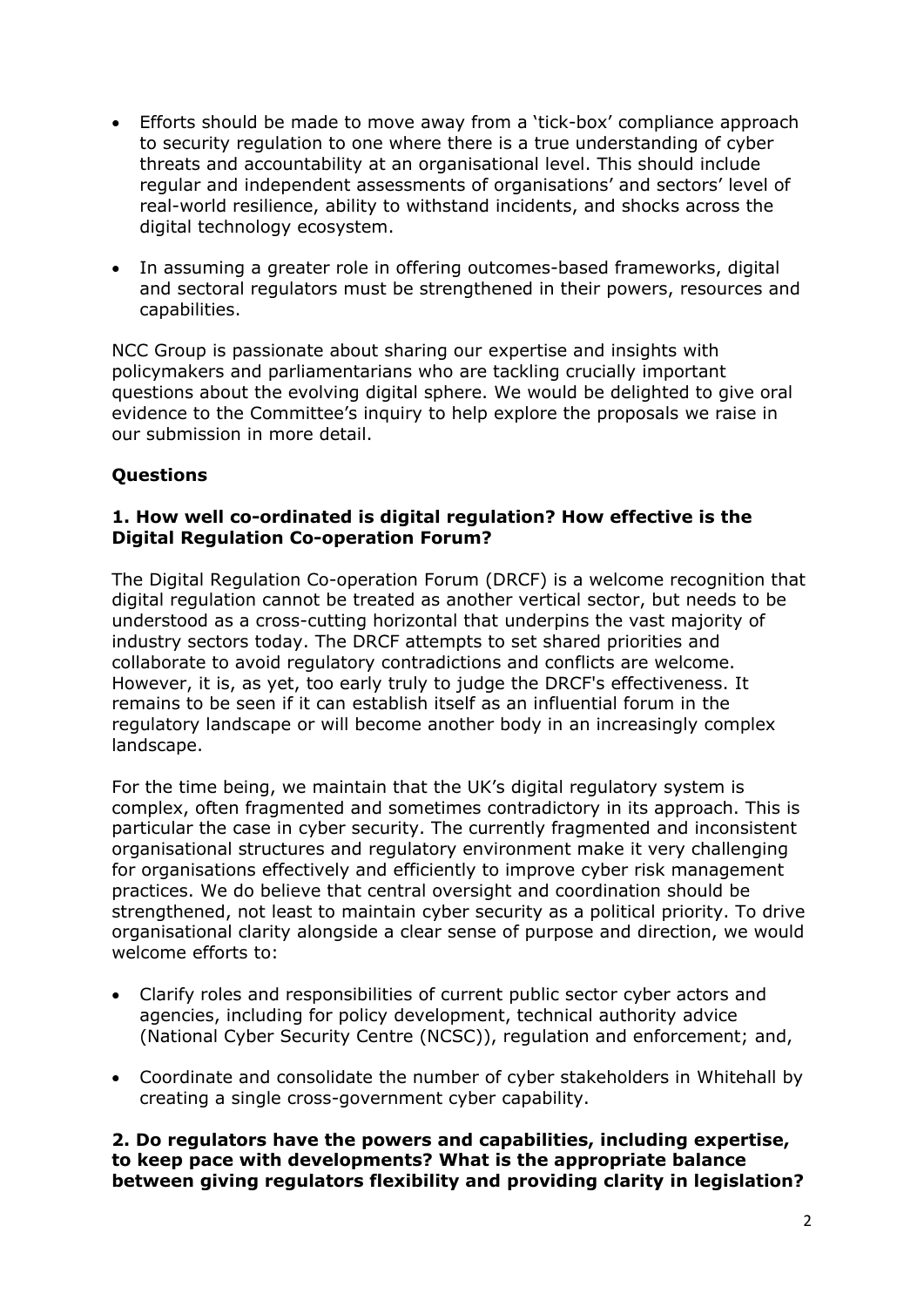- Efforts should be made to move away from a 'tick-box' compliance approach to security regulation to one where there is a true understanding of cyber threats and accountability at an organisational level. This should include regular and independent assessments of organisations' and sectors' level of real-world resilience, ability to withstand incidents, and shocks across the digital technology ecosystem.
- In assuming a greater role in offering outcomes-based frameworks, digital and sectoral regulators must be strengthened in their powers, resources and capabilities.

NCC Group is passionate about sharing our expertise and insights with policymakers and parliamentarians who are tackling crucially important questions about the evolving digital sphere. We would be delighted to give oral evidence to the Committee's inquiry to help explore the proposals we raise in our submission in more detail.

## Questions

### 1. How well co-ordinated is digital regulation? How effective is the Digital Regulation Co-operation Forum?

The Digital Regulation Co-operation Forum (DRCF) is a welcome recognition that digital regulation cannot be treated as another vertical sector, but needs to be understood as a cross-cutting horizontal that underpins the vast majority of industry sectors today. The DRCF attempts to set shared priorities and collaborate to avoid regulatory contradictions and conflicts are welcome. However, it is, as yet, too early truly to judge the DRCF's effectiveness. It remains to be seen if it can establish itself as an influential forum in the regulatory landscape or will become another body in an increasingly complex landscape.

For the time being, we maintain that the UK's digital regulatory system is complex, often fragmented and sometimes contradictory in its approach. This is particular the case in cyber security. The currently fragmented and inconsistent organisational structures and regulatory environment make it very challenging for organisations effectively and efficiently to improve cyber risk management practices. We do believe that central oversight and coordination should be strengthened, not least to maintain cyber security as a political priority. To drive organisational clarity alongside a clear sense of purpose and direction, we would welcome efforts to:

- Clarify roles and responsibilities of current public sector cyber actors and agencies, including for policy development, technical authority advice (National Cyber Security Centre (NCSC)), regulation and enforcement; and,
- Coordinate and consolidate the number of cyber stakeholders in Whitehall by creating a single cross-government cyber capability.

### 2. Do regulators have the powers and capabilities, including expertise, to keep pace with developments? What is the appropriate balance between giving regulators flexibility and providing clarity in legislation?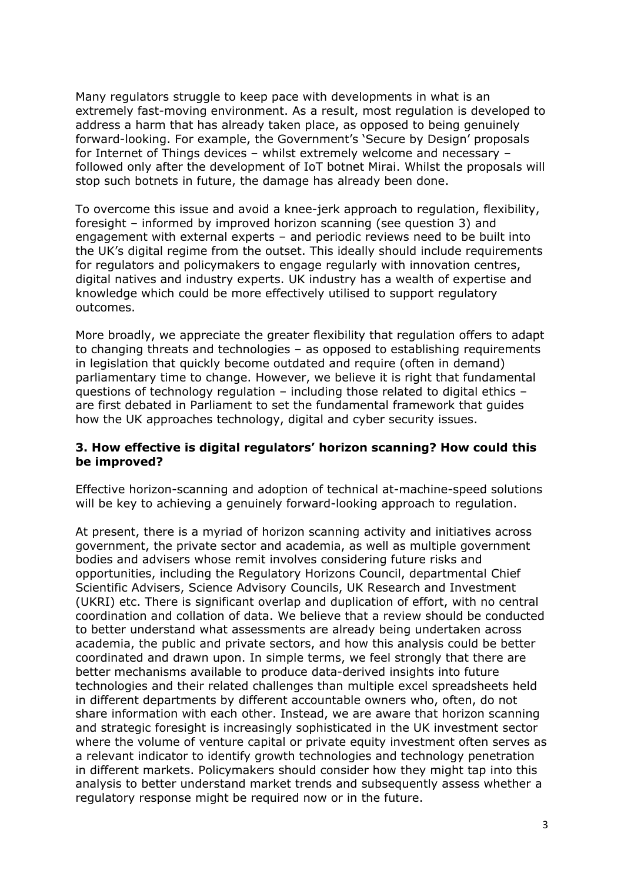Many regulators struggle to keep pace with developments in what is an extremely fast-moving environment. As a result, most regulation is developed to address a harm that has already taken place, as opposed to being genuinely forward-looking. For example, the Government's 'Secure by Design' proposals for Internet of Things devices – whilst extremely welcome and necessary – followed only after the development of IoT botnet Mirai. Whilst the proposals will stop such botnets in future, the damage has already been done.

To overcome this issue and avoid a knee-jerk approach to regulation, flexibility, foresight – informed by improved horizon scanning (see question 3) and engagement with external experts – and periodic reviews need to be built into the UK's digital regime from the outset. This ideally should include requirements for regulators and policymakers to engage regularly with innovation centres, digital natives and industry experts. UK industry has a wealth of expertise and knowledge which could be more effectively utilised to support regulatory outcomes.

More broadly, we appreciate the greater flexibility that regulation offers to adapt to changing threats and technologies – as opposed to establishing requirements in legislation that quickly become outdated and require (often in demand) parliamentary time to change. However, we believe it is right that fundamental questions of technology regulation – including those related to digital ethics – are first debated in Parliament to set the fundamental framework that guides how the UK approaches technology, digital and cyber security issues.

**3. How effective is digital regulators' horizon scanning? How could this be improved?**

Effective horizon-scanning and adoption of technical at-machine-speed solutions will be key to achieving a genuinely forward-looking approach to regulation.

At present, there is a myriad of horizon scanning activity and initiatives across government, the private sector and academia, as well as multiple government bodies and advisers whose remit involves considering future risks and opportunities, including the Regulatory Horizons Council, departmental Chief Scientific Advisers, Science Advisory Councils, UK Research and Investment (UKRI) etc. There is significant overlap and duplication of effort, with no central coordination and collation of data. We believe that a review should be conducted to better understand what assessments are already being undertaken across academia, the public and private sectors, and how this analysis could be better coordinated and drawn upon. In simple terms, we feel strongly that there are better mechanisms available to produce data-derived insights into future technologies and their related challenges than multiple excel spreadsheets held in different departments by different accountable owners who, often, do not share information with each other. Instead, we are aware that horizon scanning and strategic foresight is increasingly sophisticated in the UK investment sector where the volume of venture capital or private equity investment often serves as a relevant indicator to identify growth technologies and technology penetration in different markets. Policymakers should consider how they might tap into this analysis to better understand market trends and subsequently assess whether a regulatory response might be required now or in the future.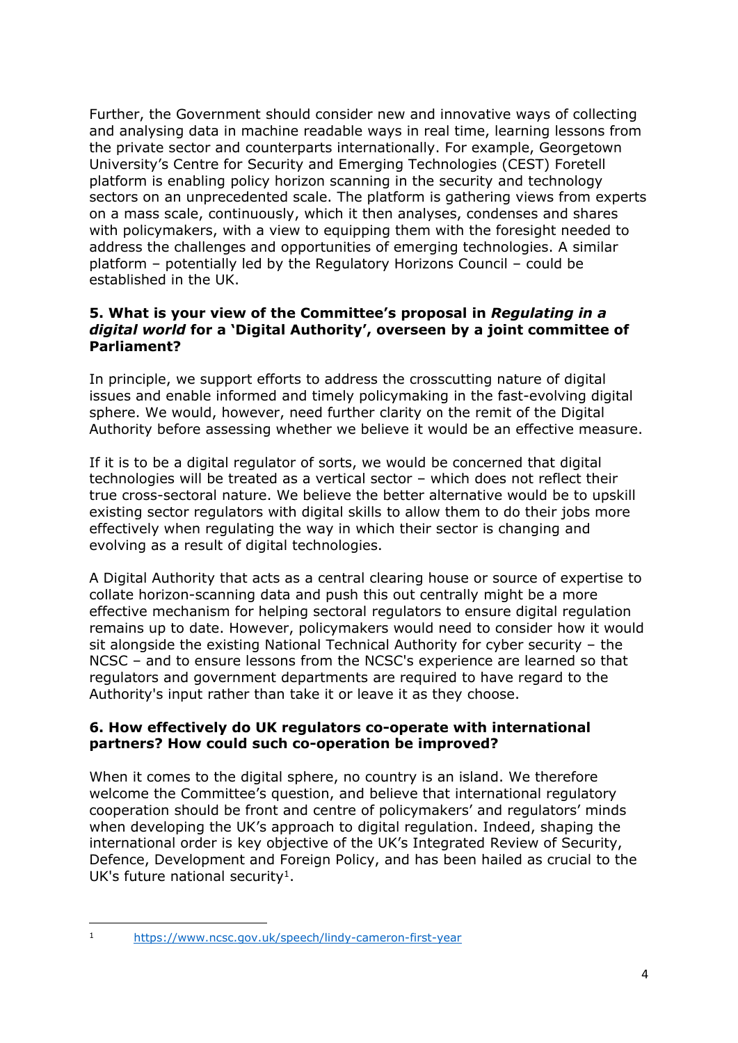Further, the Government should consider new and innovative ways of collecting and analysing data in machine readable ways in real time, learning lessons from the private sector and counterparts internationally. For example, Georgetown University's Centre for Security and Emerging Technologies (CEST) Foretell platform is enabling policy horizon scanning in the security and technology sectors on an unprecedented scale. The platform is gathering views from experts on a mass scale, continuously, which it then analyses, condenses and shares with policymakers, with a view to equipping them with the foresight needed to address the challenges and opportunities of emerging technologies. A similar platform – potentially led by the Regulatory Horizons Council – could be established in the UK.

**5. What is your view of the Committee's proposal in *Regulating in a digital world* for a 'Digital Authority', overseen by a joint committee of Parliament?**

In principle, we support efforts to address the crosscutting nature of digital issues and enable informed and timely policymaking in the fast-evolving digital sphere. We would, however, need further clarity on the remit of the Digital Authority before assessing whether we believe it would be an effective measure.

If it is to be a digital regulator of sorts, we would be concerned that digital technologies will be treated as a vertical sector – which does not reflect their true cross-sectoral nature. We believe the better alternative would be to upskill existing sector regulators with digital skills to allow them to do their jobs more effectively when regulating the way in which their sector is changing and evolving as a result of digital technologies.

A Digital Authority that acts as a central clearing house or source of expertise to collate horizon-scanning data and push this out centrally might be a more effective mechanism for helping sectoral regulators to ensure digital regulation remains up to date. However, policymakers would need to consider how it would sit alongside the existing National Technical Authority for cyber security – the NCSC – and to ensure lessons from the NCSC's experience are learned so that regulators and government departments are required to have regard to the Authority's input rather than take it or leave it as they choose.

**6. How effectively do UK regulators co-operate with international partners? How could such co-operation be improved?**

When it comes to the digital sphere, no country is an island. We therefore welcome the Committee's question, and believe that international regulatory cooperation should be front and centre of policymakers' and regulators' minds when developing the UK's approach to digital regulation. Indeed, shaping the international order is key objective of the UK's Integrated Review of Security, Defence, Development and Foreign Policy, and has been hailed as crucial to the UK's future national security[1].

---

[1] https://www.ncsc.gov.uk/speech/lindy-cameron-first-year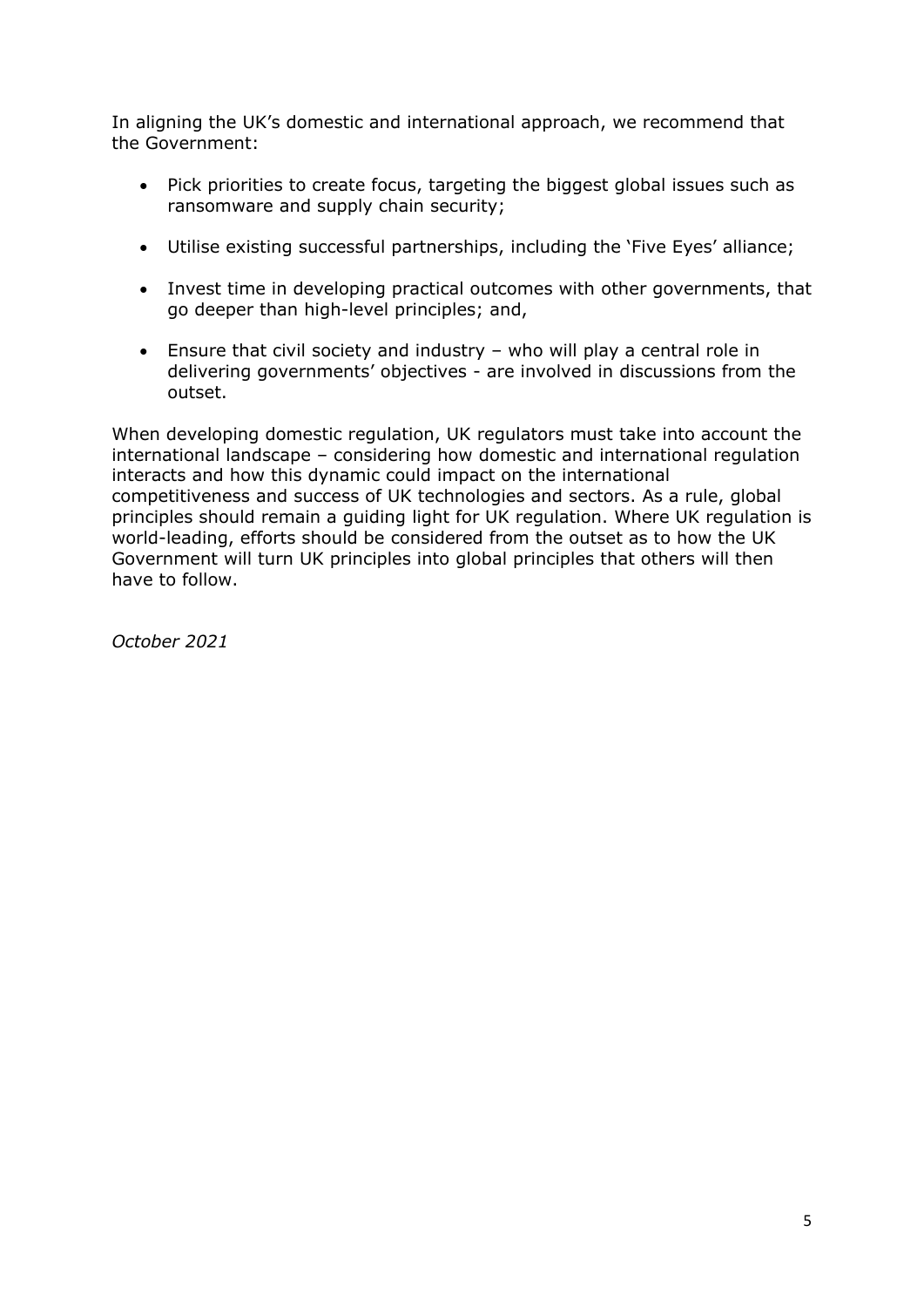In aligning the UK's domestic and international approach, we recommend that the Government:

- Pick priorities to create focus, targeting the biggest global issues such as ransomware and supply chain security;
- Utilise existing successful partnerships, including the 'Five Eyes' alliance;
- Invest time in developing practical outcomes with other governments, that go deeper than high-level principles; and,
- Ensure that civil society and industry – who will play a central role in delivering governments' objectives - are involved in discussions from the outset.

When developing domestic regulation, UK regulators must take into account the international landscape – considering how domestic and international regulation interacts and how this dynamic could impact on the international competitiveness and success of UK technologies and sectors. As a rule, global principles should remain a guiding light for UK regulation. Where UK regulation is world-leading, efforts should be considered from the outset as to how the UK Government will turn UK principles into global principles that others will then have to follow.

*October 2021*